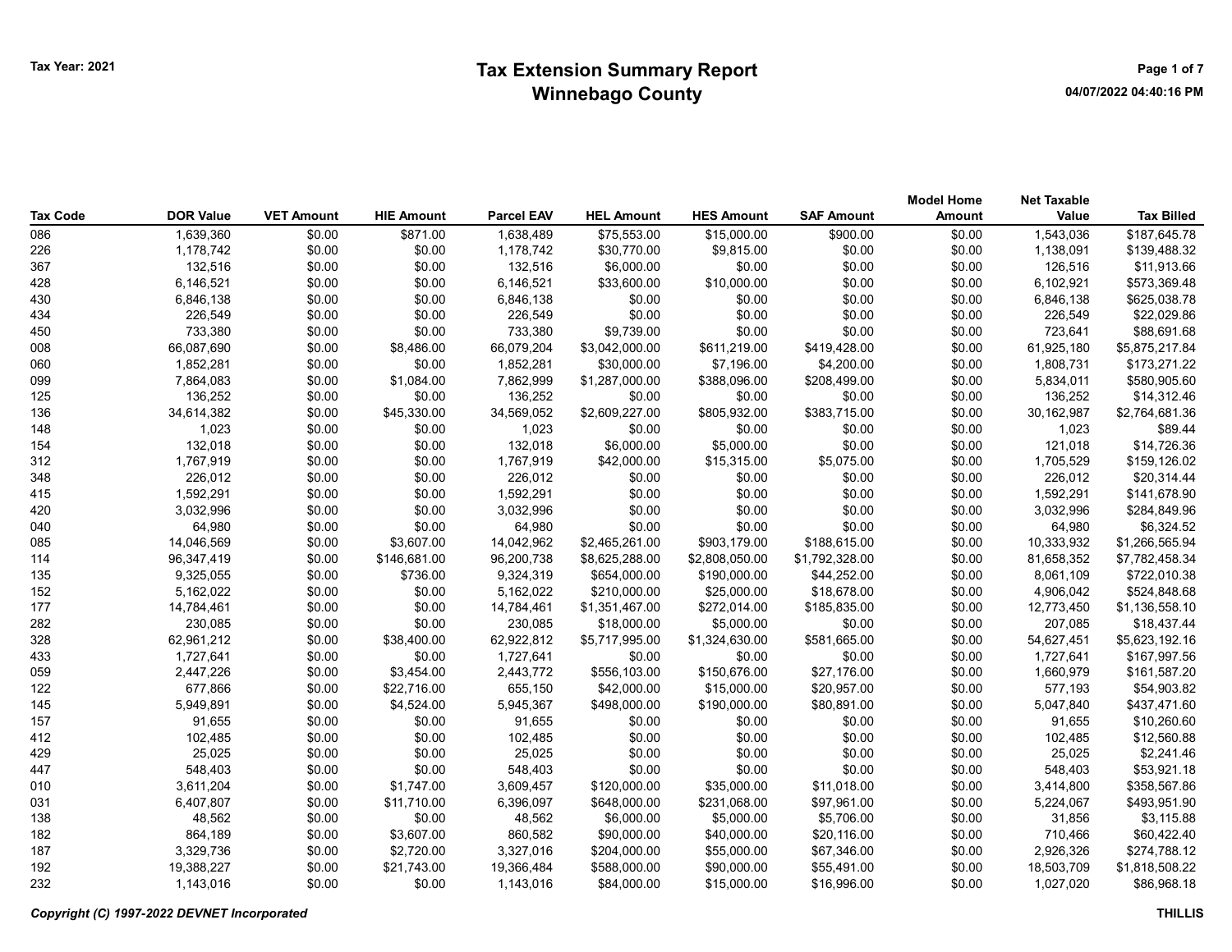Tax Year: 2021

# Tax Extension Summary Report
## Winnebago County

04/07/2022 04:40:16 PM

| Tax Code | DOR Value | VET Amount | HIE Amount | Parcel EAV | HEL Amount | HES Amount | SAF Amount | Model Home Amount | Net Taxable Value | Tax Billed |
|---|---|---|---|---|---|---|---|---|---|---|
| 086 | 1,639,360 | $0.00 | $871.00 | 1,638,489 | $75,553.00 | $15,000.00 | $900.00 | $0.00 | 1,543,036 | $187,645.78 |
| 226 | 1,178,742 | $0.00 | $0.00 | 1,178,742 | $30,770.00 | $9,815.00 | $0.00 | $0.00 | 1,138,091 | $139,488.32 |
| 367 | 132,516 | $0.00 | $0.00 | 132,516 | $6,000.00 | $0.00 | $0.00 | $0.00 | 126,516 | $11,913.66 |
| 428 | 6,146,521 | $0.00 | $0.00 | 6,146,521 | $33,600.00 | $10,000.00 | $0.00 | $0.00 | 6,102,921 | $573,369.48 |
| 430 | 6,846,138 | $0.00 | $0.00 | 6,846,138 | $0.00 | $0.00 | $0.00 | $0.00 | 6,846,138 | $625,038.78 |
| 434 | 226,549 | $0.00 | $0.00 | 226,549 | $0.00 | $0.00 | $0.00 | $0.00 | 226,549 | $22,029.86 |
| 450 | 733,380 | $0.00 | $0.00 | 733,380 | $9,739.00 | $0.00 | $0.00 | $0.00 | 723,641 | $88,691.68 |
| 008 | 66,087,690 | $0.00 | $8,486.00 | 66,079,204 | $3,042,000.00 | $611,219.00 | $419,428.00 | $0.00 | 61,925,180 | $5,875,217.84 |
| 060 | 1,852,281 | $0.00 | $0.00 | 1,852,281 | $30,000.00 | $7,196.00 | $4,200.00 | $0.00 | 1,808,731 | $173,271.22 |
| 099 | 7,864,083 | $0.00 | $1,084.00 | 7,862,999 | $1,287,000.00 | $388,096.00 | $208,499.00 | $0.00 | 5,834,011 | $580,905.60 |
| 125 | 136,252 | $0.00 | $0.00 | 136,252 | $0.00 | $0.00 | $0.00 | $0.00 | 136,252 | $14,312.46 |
| 136 | 34,614,382 | $0.00 | $45,330.00 | 34,569,052 | $2,609,227.00 | $805,932.00 | $383,715.00 | $0.00 | 30,162,987 | $2,764,681.36 |
| 148 | 1,023 | $0.00 | $0.00 | 1,023 | $0.00 | $0.00 | $0.00 | $0.00 | 1,023 | $89.44 |
| 154 | 132,018 | $0.00 | $0.00 | 132,018 | $6,000.00 | $5,000.00 | $0.00 | $0.00 | 121,018 | $14,726.36 |
| 312 | 1,767,919 | $0.00 | $0.00 | 1,767,919 | $42,000.00 | $15,315.00 | $5,075.00 | $0.00 | 1,705,529 | $159,126.02 |
| 348 | 226,012 | $0.00 | $0.00 | 226,012 | $0.00 | $0.00 | $0.00 | $0.00 | 226,012 | $20,314.44 |
| 415 | 1,592,291 | $0.00 | $0.00 | 1,592,291 | $0.00 | $0.00 | $0.00 | $0.00 | 1,592,291 | $141,678.90 |
| 420 | 3,032,996 | $0.00 | $0.00 | 3,032,996 | $0.00 | $0.00 | $0.00 | $0.00 | 3,032,996 | $284,849.96 |
| 040 | 64,980 | $0.00 | $0.00 | 64,980 | $0.00 | $0.00 | $0.00 | $0.00 | 64,980 | $6,324.52 |
| 085 | 14,046,569 | $0.00 | $3,607.00 | 14,042,962 | $2,465,261.00 | $903,179.00 | $188,615.00 | $0.00 | 10,333,932 | $1,266,565.94 |
| 114 | 96,347,419 | $0.00 | $146,681.00 | 96,200,738 | $8,625,288.00 | $2,808,050.00 | $1,792,328.00 | $0.00 | 81,658,352 | $7,782,458.34 |
| 135 | 9,325,055 | $0.00 | $736.00 | 9,324,319 | $654,000.00 | $190,000.00 | $44,252.00 | $0.00 | 8,061,109 | $722,010.38 |
| 152 | 5,162,022 | $0.00 | $0.00 | 5,162,022 | $210,000.00 | $25,000.00 | $18,678.00 | $0.00 | 4,906,042 | $524,848.68 |
| 177 | 14,784,461 | $0.00 | $0.00 | 14,784,461 | $1,351,467.00 | $272,014.00 | $185,835.00 | $0.00 | 12,773,450 | $1,136,558.10 |
| 282 | 230,085 | $0.00 | $0.00 | 230,085 | $18,000.00 | $5,000.00 | $0.00 | $0.00 | 207,085 | $18,437.44 |
| 328 | 62,961,212 | $0.00 | $38,400.00 | 62,922,812 | $5,717,995.00 | $1,324,630.00 | $581,665.00 | $0.00 | 54,627,451 | $5,623,192.16 |
| 433 | 1,727,641 | $0.00 | $0.00 | 1,727,641 | $0.00 | $0.00 | $0.00 | $0.00 | 1,727,641 | $167,997.56 |
| 059 | 2,447,226 | $0.00 | $3,454.00 | 2,443,772 | $556,103.00 | $150,676.00 | $27,176.00 | $0.00 | 1,660,979 | $161,587.20 |
| 122 | 677,866 | $0.00 | $22,716.00 | 655,150 | $42,000.00 | $15,000.00 | $20,957.00 | $0.00 | 577,193 | $54,903.82 |
| 145 | 5,949,891 | $0.00 | $4,524.00 | 5,945,367 | $498,000.00 | $190,000.00 | $80,891.00 | $0.00 | 5,047,840 | $437,471.60 |
| 157 | 91,655 | $0.00 | $0.00 | 91,655 | $0.00 | $0.00 | $0.00 | $0.00 | 91,655 | $10,260.60 |
| 412 | 102,485 | $0.00 | $0.00 | 102,485 | $0.00 | $0.00 | $0.00 | $0.00 | 102,485 | $12,560.88 |
| 429 | 25,025 | $0.00 | $0.00 | 25,025 | $0.00 | $0.00 | $0.00 | $0.00 | 25,025 | $2,241.46 |
| 447 | 548,403 | $0.00 | $0.00 | 548,403 | $0.00 | $0.00 | $0.00 | $0.00 | 548,403 | $53,921.18 |
| 010 | 3,611,204 | $0.00 | $1,747.00 | 3,609,457 | $120,000.00 | $35,000.00 | $11,018.00 | $0.00 | 3,414,800 | $358,567.86 |
| 031 | 6,407,807 | $0.00 | $11,710.00 | 6,396,097 | $648,000.00 | $231,068.00 | $97,961.00 | $0.00 | 5,224,067 | $493,951.90 |
| 138 | 48,562 | $0.00 | $0.00 | 48,562 | $6,000.00 | $5,000.00 | $5,706.00 | $0.00 | 31,856 | $3,115.88 |
| 182 | 864,189 | $0.00 | $3,607.00 | 860,582 | $90,000.00 | $40,000.00 | $20,116.00 | $0.00 | 710,466 | $60,422.40 |
| 187 | 3,329,736 | $0.00 | $2,720.00 | 3,327,016 | $204,000.00 | $55,000.00 | $67,346.00 | $0.00 | 2,926,326 | $274,788.12 |
| 192 | 19,388,227 | $0.00 | $21,743.00 | 19,366,484 | $588,000.00 | $90,000.00 | $55,491.00 | $0.00 | 18,503,709 | $1,818,508.22 |
| 232 | 1,143,016 | $0.00 | $0.00 | 1,143,016 | $84,000.00 | $15,000.00 | $16,996.00 | $0.00 | 1,027,020 | $86,968.18 |

*Copyright (C) 1997-2022 DEVNET Incorporated*

THILLIS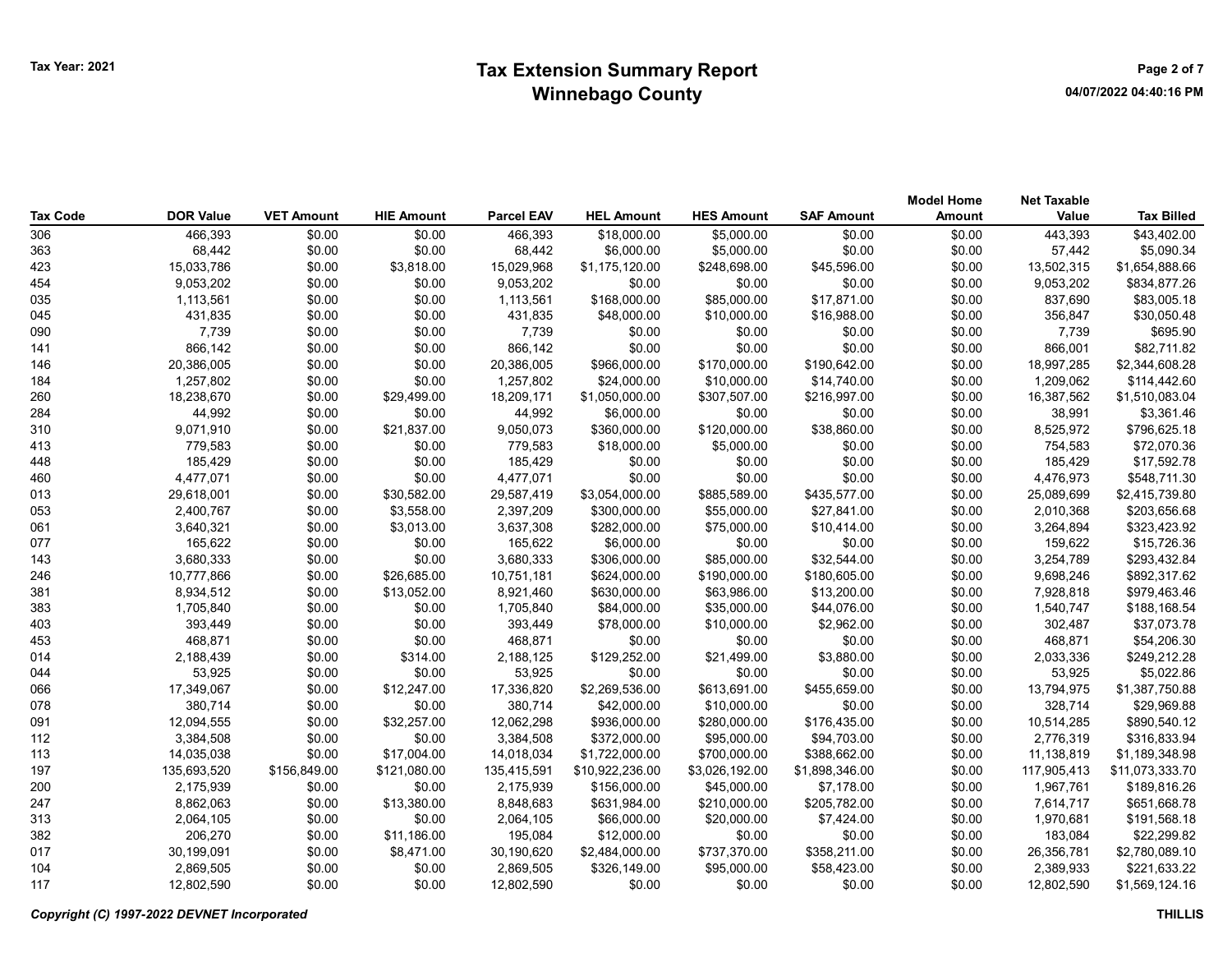# Tax Extension Summary Report
## Winnebago County

Tax Year: 2021

| Tax Code | DOR Value | VET Amount | HIE Amount | Parcel EAV | HEL Amount | HES Amount | SAF Amount | Model Home Amount | Net Taxable Value | Tax Billed |
|---|---|---|---|---|---|---|---|---|---|---|
| 306 | 466,393 | $0.00 | $0.00 | 466,393 | $18,000.00 | $5,000.00 | $0.00 | $0.00 | 443,393 | $43,402.00 |
| 363 | 68,442 | $0.00 | $0.00 | 68,442 | $6,000.00 | $5,000.00 | $0.00 | $0.00 | 57,442 | $5,090.34 |
| 423 | 15,033,786 | $0.00 | $3,818.00 | 15,029,968 | $1,175,120.00 | $248,698.00 | $45,596.00 | $0.00 | 13,502,315 | $1,654,888.66 |
| 454 | 9,053,202 | $0.00 | $0.00 | 9,053,202 | $0.00 | $0.00 | $0.00 | $0.00 | 9,053,202 | $834,877.26 |
| 035 | 1,113,561 | $0.00 | $0.00 | 1,113,561 | $168,000.00 | $85,000.00 | $17,871.00 | $0.00 | 837,690 | $83,005.18 |
| 045 | 431,835 | $0.00 | $0.00 | 431,835 | $48,000.00 | $10,000.00 | $16,988.00 | $0.00 | 356,847 | $30,050.48 |
| 090 | 7,739 | $0.00 | $0.00 | 7,739 | $0.00 | $0.00 | $0.00 | $0.00 | 7,739 | $695.90 |
| 141 | 866,142 | $0.00 | $0.00 | 866,142 | $0.00 | $0.00 | $0.00 | $0.00 | 866,001 | $82,711.82 |
| 146 | 20,386,005 | $0.00 | $0.00 | 20,386,005 | $966,000.00 | $170,000.00 | $190,642.00 | $0.00 | 18,997,285 | $2,344,608.28 |
| 184 | 1,257,802 | $0.00 | $0.00 | 1,257,802 | $24,000.00 | $10,000.00 | $14,740.00 | $0.00 | 1,209,062 | $114,442.60 |
| 260 | 18,238,670 | $0.00 | $29,499.00 | 18,209,171 | $1,050,000.00 | $307,507.00 | $216,997.00 | $0.00 | 16,387,562 | $1,510,083.04 |
| 284 | 44,992 | $0.00 | $0.00 | 44,992 | $6,000.00 | $0.00 | $0.00 | $0.00 | 38,991 | $3,361.46 |
| 310 | 9,071,910 | $0.00 | $21,837.00 | 9,050,073 | $360,000.00 | $120,000.00 | $38,860.00 | $0.00 | 8,525,972 | $796,625.18 |
| 413 | 779,583 | $0.00 | $0.00 | 779,583 | $18,000.00 | $5,000.00 | $0.00 | $0.00 | 754,583 | $72,070.36 |
| 448 | 185,429 | $0.00 | $0.00 | 185,429 | $0.00 | $0.00 | $0.00 | $0.00 | 185,429 | $17,592.78 |
| 460 | 4,477,071 | $0.00 | $0.00 | 4,477,071 | $0.00 | $0.00 | $0.00 | $0.00 | 4,476,973 | $548,711.30 |
| 013 | 29,618,001 | $0.00 | $30,582.00 | 29,587,419 | $3,054,000.00 | $885,589.00 | $435,577.00 | $0.00 | 25,089,699 | $2,415,739.80 |
| 053 | 2,400,767 | $0.00 | $3,558.00 | 2,397,209 | $300,000.00 | $55,000.00 | $27,841.00 | $0.00 | 2,010,368 | $203,656.68 |
| 061 | 3,640,321 | $0.00 | $3,013.00 | 3,637,308 | $282,000.00 | $75,000.00 | $10,414.00 | $0.00 | 3,264,894 | $323,423.92 |
| 077 | 165,622 | $0.00 | $0.00 | 165,622 | $6,000.00 | $0.00 | $0.00 | $0.00 | 159,622 | $15,726.36 |
| 143 | 3,680,333 | $0.00 | $0.00 | 3,680,333 | $306,000.00 | $85,000.00 | $32,544.00 | $0.00 | 3,254,789 | $293,432.84 |
| 246 | 10,777,866 | $0.00 | $26,685.00 | 10,751,181 | $624,000.00 | $190,000.00 | $180,605.00 | $0.00 | 9,698,246 | $892,317.62 |
| 381 | 8,934,512 | $0.00 | $13,052.00 | 8,921,460 | $630,000.00 | $63,986.00 | $13,200.00 | $0.00 | 7,928,818 | $979,463.46 |
| 383 | 1,705,840 | $0.00 | $0.00 | 1,705,840 | $84,000.00 | $35,000.00 | $44,076.00 | $0.00 | 1,540,747 | $188,168.54 |
| 403 | 393,449 | $0.00 | $0.00 | 393,449 | $78,000.00 | $10,000.00 | $2,962.00 | $0.00 | 302,487 | $37,073.78 |
| 453 | 468,871 | $0.00 | $0.00 | 468,871 | $0.00 | $0.00 | $0.00 | $0.00 | 468,871 | $54,206.30 |
| 014 | 2,188,439 | $0.00 | $314.00 | 2,188,125 | $129,252.00 | $21,499.00 | $3,880.00 | $0.00 | 2,033,336 | $249,212.28 |
| 044 | 53,925 | $0.00 | $0.00 | 53,925 | $0.00 | $0.00 | $0.00 | $0.00 | 53,925 | $5,022.86 |
| 066 | 17,349,067 | $0.00 | $12,247.00 | 17,336,820 | $2,269,536.00 | $613,691.00 | $455,659.00 | $0.00 | 13,794,975 | $1,387,750.88 |
| 078 | 380,714 | $0.00 | $0.00 | 380,714 | $42,000.00 | $10,000.00 | $0.00 | $0.00 | 328,714 | $29,969.88 |
| 091 | 12,094,555 | $0.00 | $32,257.00 | 12,062,298 | $936,000.00 | $280,000.00 | $176,435.00 | $0.00 | 10,514,285 | $890,540.12 |
| 112 | 3,384,508 | $0.00 | $0.00 | 3,384,508 | $372,000.00 | $95,000.00 | $94,703.00 | $0.00 | 2,776,319 | $316,833.94 |
| 113 | 14,035,038 | $0.00 | $17,004.00 | 14,018,034 | $1,722,000.00 | $700,000.00 | $388,662.00 | $0.00 | 11,138,819 | $1,189,348.98 |
| 197 | 135,693,520 | $156,849.00 | $121,080.00 | 135,415,591 | $10,922,236.00 | $3,026,192.00 | $1,898,346.00 | $0.00 | 117,905,413 | $11,073,333.70 |
| 200 | 2,175,939 | $0.00 | $0.00 | 2,175,939 | $156,000.00 | $45,000.00 | $7,178.00 | $0.00 | 1,967,761 | $189,816.26 |
| 247 | 8,862,063 | $0.00 | $13,380.00 | 8,848,683 | $631,984.00 | $210,000.00 | $205,782.00 | $0.00 | 7,614,717 | $651,668.78 |
| 313 | 2,064,105 | $0.00 | $0.00 | 2,064,105 | $66,000.00 | $20,000.00 | $7,424.00 | $0.00 | 1,970,681 | $191,568.18 |
| 382 | 206,270 | $0.00 | $11,186.00 | 195,084 | $12,000.00 | $0.00 | $0.00 | $0.00 | 183,084 | $22,299.82 |
| 017 | 30,199,091 | $0.00 | $8,471.00 | 30,190,620 | $2,484,000.00 | $737,370.00 | $358,211.00 | $0.00 | 26,356,781 | $2,780,089.10 |
| 104 | 2,869,505 | $0.00 | $0.00 | 2,869,505 | $326,149.00 | $95,000.00 | $58,423.00 | $0.00 | 2,389,933 | $221,633.22 |
| 117 | 12,802,590 | $0.00 | $0.00 | 12,802,590 | $0.00 | $0.00 | $0.00 | $0.00 | 12,802,590 | $1,569,124.16 |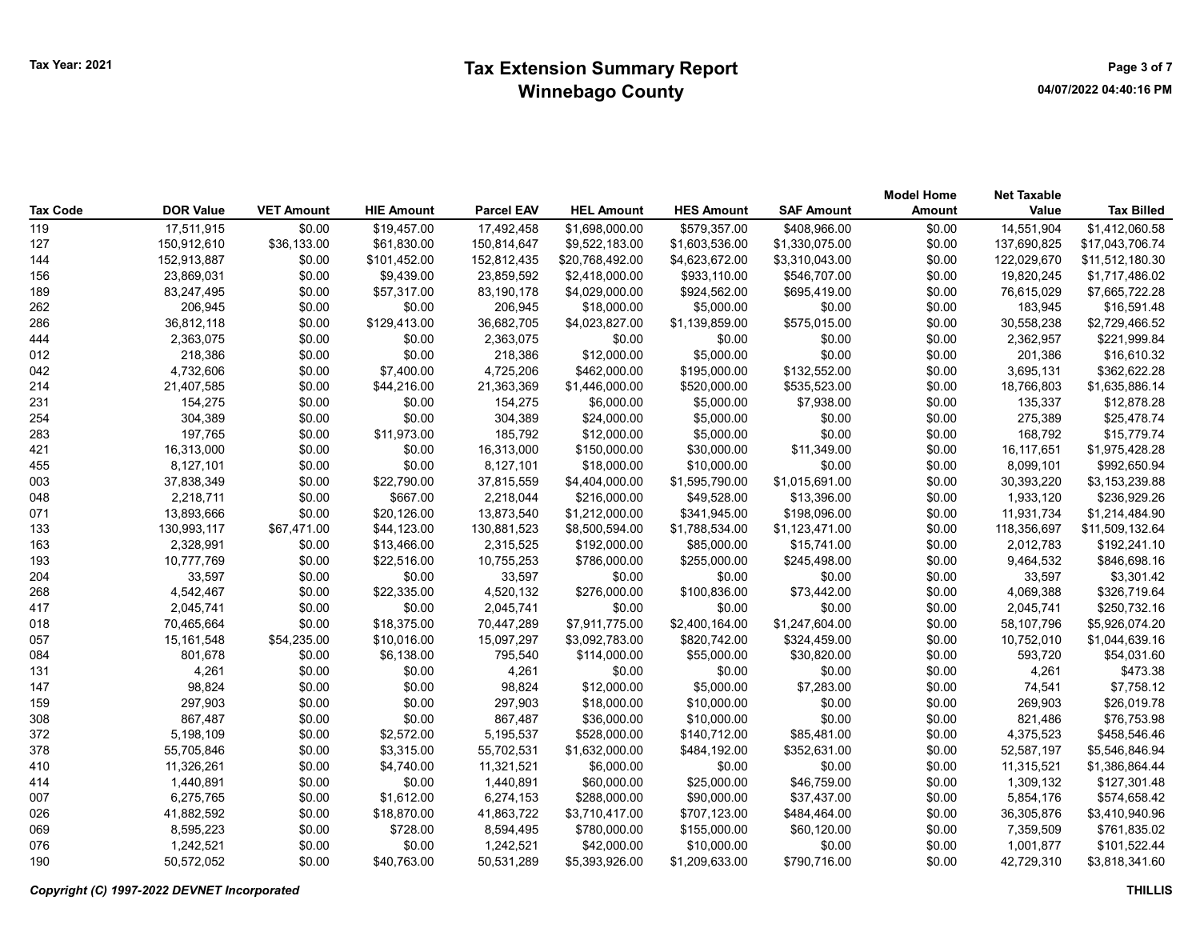Tax Year: 2021

# Tax Extension Summary Report
## Winnebago County

04/07/2022 04:40:16 PM

| Tax Code | DOR Value | VET Amount | HIE Amount | Parcel EAV | HEL Amount | HES Amount | SAF Amount | Model Home Amount | Net Taxable Value | Tax Billed |
|---|---|---|---|---|---|---|---|---|---|---|
| 119 | 17,511,915 | $0.00 | $19,457.00 | 17,492,458 | $1,698,000.00 | $579,357.00 | $408,966.00 | $0.00 | 14,551,904 | $1,412,060.58 |
| 127 | 150,912,610 | $36,133.00 | $61,830.00 | 150,814,647 | $9,522,183.00 | $1,603,536.00 | $1,330,075.00 | $0.00 | 137,690,825 | $17,043,706.74 |
| 144 | 152,913,887 | $0.00 | $101,452.00 | 152,812,435 | $20,768,492.00 | $4,623,672.00 | $3,310,043.00 | $0.00 | 122,029,670 | $11,512,180.30 |
| 156 | 23,869,031 | $0.00 | $9,439.00 | 23,859,592 | $2,418,000.00 | $933,110.00 | $546,707.00 | $0.00 | 19,820,245 | $1,717,486.02 |
| 189 | 83,247,495 | $0.00 | $57,317.00 | 83,190,178 | $4,029,000.00 | $924,562.00 | $695,419.00 | $0.00 | 76,615,029 | $7,665,722.28 |
| 262 | 206,945 | $0.00 | $0.00 | 206,945 | $18,000.00 | $5,000.00 | $0.00 | $0.00 | 183,945 | $16,591.48 |
| 286 | 36,812,118 | $0.00 | $129,413.00 | 36,682,705 | $4,023,827.00 | $1,139,859.00 | $575,015.00 | $0.00 | 30,558,238 | $2,729,466.52 |
| 444 | 2,363,075 | $0.00 | $0.00 | 2,363,075 | $0.00 | $0.00 | $0.00 | $0.00 | 2,362,957 | $221,999.84 |
| 012 | 218,386 | $0.00 | $0.00 | 218,386 | $12,000.00 | $5,000.00 | $0.00 | $0.00 | 201,386 | $16,610.32 |
| 042 | 4,732,606 | $0.00 | $7,400.00 | 4,725,206 | $462,000.00 | $195,000.00 | $132,552.00 | $0.00 | 3,695,131 | $362,622.28 |
| 214 | 21,407,585 | $0.00 | $44,216.00 | 21,363,369 | $1,446,000.00 | $520,000.00 | $535,523.00 | $0.00 | 18,766,803 | $1,635,886.14 |
| 231 | 154,275 | $0.00 | $0.00 | 154,275 | $6,000.00 | $5,000.00 | $7,938.00 | $0.00 | 135,337 | $12,878.28 |
| 254 | 304,389 | $0.00 | $0.00 | 304,389 | $24,000.00 | $5,000.00 | $0.00 | $0.00 | 275,389 | $25,478.74 |
| 283 | 197,765 | $0.00 | $11,973.00 | 185,792 | $12,000.00 | $5,000.00 | $0.00 | $0.00 | 168,792 | $15,779.74 |
| 421 | 16,313,000 | $0.00 | $0.00 | 16,313,000 | $150,000.00 | $30,000.00 | $11,349.00 | $0.00 | 16,117,651 | $1,975,428.28 |
| 455 | 8,127,101 | $0.00 | $0.00 | 8,127,101 | $18,000.00 | $10,000.00 | $0.00 | $0.00 | 8,099,101 | $992,650.94 |
| 003 | 37,838,349 | $0.00 | $22,790.00 | 37,815,559 | $4,404,000.00 | $1,595,790.00 | $1,015,691.00 | $0.00 | 30,393,220 | $3,153,239.88 |
| 048 | 2,218,711 | $0.00 | $667.00 | 2,218,044 | $216,000.00 | $49,528.00 | $13,396.00 | $0.00 | 1,933,120 | $236,929.26 |
| 071 | 13,893,666 | $0.00 | $20,126.00 | 13,873,540 | $1,212,000.00 | $341,945.00 | $198,096.00 | $0.00 | 11,931,734 | $1,214,484.90 |
| 133 | 130,993,117 | $67,471.00 | $44,123.00 | 130,881,523 | $8,500,594.00 | $1,788,534.00 | $1,123,471.00 | $0.00 | 118,356,697 | $11,509,132.64 |
| 163 | 2,328,991 | $0.00 | $13,466.00 | 2,315,525 | $192,000.00 | $85,000.00 | $15,741.00 | $0.00 | 2,012,783 | $192,241.10 |
| 193 | 10,777,769 | $0.00 | $22,516.00 | 10,755,253 | $786,000.00 | $255,000.00 | $245,498.00 | $0.00 | 9,464,532 | $846,698.16 |
| 204 | 33,597 | $0.00 | $0.00 | 33,597 | $0.00 | $0.00 | $0.00 | $0.00 | 33,597 | $3,301.42 |
| 268 | 4,542,467 | $0.00 | $22,335.00 | 4,520,132 | $276,000.00 | $100,836.00 | $73,442.00 | $0.00 | 4,069,388 | $326,719.64 |
| 417 | 2,045,741 | $0.00 | $0.00 | 2,045,741 | $0.00 | $0.00 | $0.00 | $0.00 | 2,045,741 | $250,732.16 |
| 018 | 70,465,664 | $0.00 | $18,375.00 | 70,447,289 | $7,911,775.00 | $2,400,164.00 | $1,247,604.00 | $0.00 | 58,107,796 | $5,926,074.20 |
| 057 | 15,161,548 | $54,235.00 | $10,016.00 | 15,097,297 | $3,092,783.00 | $820,742.00 | $324,459.00 | $0.00 | 10,752,010 | $1,044,639.16 |
| 084 | 801,678 | $0.00 | $6,138.00 | 795,540 | $114,000.00 | $55,000.00 | $30,820.00 | $0.00 | 593,720 | $54,031.60 |
| 131 | 4,261 | $0.00 | $0.00 | 4,261 | $0.00 | $0.00 | $0.00 | $0.00 | 4,261 | $473.38 |
| 147 | 98,824 | $0.00 | $0.00 | 98,824 | $12,000.00 | $5,000.00 | $7,283.00 | $0.00 | 74,541 | $7,758.12 |
| 159 | 297,903 | $0.00 | $0.00 | 297,903 | $18,000.00 | $10,000.00 | $0.00 | $0.00 | 269,903 | $26,019.78 |
| 308 | 867,487 | $0.00 | $0.00 | 867,487 | $36,000.00 | $10,000.00 | $0.00 | $0.00 | 821,486 | $76,753.98 |
| 372 | 5,198,109 | $0.00 | $2,572.00 | 5,195,537 | $528,000.00 | $140,712.00 | $85,481.00 | $0.00 | 4,375,523 | $458,546.46 |
| 378 | 55,705,846 | $0.00 | $3,315.00 | 55,702,531 | $1,632,000.00 | $484,192.00 | $352,631.00 | $0.00 | 52,587,197 | $5,546,846.94 |
| 410 | 11,326,261 | $0.00 | $4,740.00 | 11,321,521 | $6,000.00 | $0.00 | $0.00 | $0.00 | 11,315,521 | $1,386,864.44 |
| 414 | 1,440,891 | $0.00 | $0.00 | 1,440,891 | $60,000.00 | $25,000.00 | $46,759.00 | $0.00 | 1,309,132 | $127,301.48 |
| 007 | 6,275,765 | $0.00 | $1,612.00 | 6,274,153 | $288,000.00 | $90,000.00 | $37,437.00 | $0.00 | 5,854,176 | $574,658.42 |
| 026 | 41,882,592 | $0.00 | $18,870.00 | 41,863,722 | $3,710,417.00 | $707,123.00 | $484,464.00 | $0.00 | 36,305,876 | $3,410,940.96 |
| 069 | 8,595,223 | $0.00 | $728.00 | 8,594,495 | $780,000.00 | $155,000.00 | $60,120.00 | $0.00 | 7,359,509 | $761,835.02 |
| 076 | 1,242,521 | $0.00 | $0.00 | 1,242,521 | $42,000.00 | $10,000.00 | $0.00 | $0.00 | 1,001,877 | $101,522.44 |
| 190 | 50,572,052 | $0.00 | $40,763.00 | 50,531,289 | $5,393,926.00 | $1,209,633.00 | $790,716.00 | $0.00 | 42,729,310 | $3,818,341.60 |

*Copyright (C) 1997-2022 DEVNET Incorporated*

THILLIS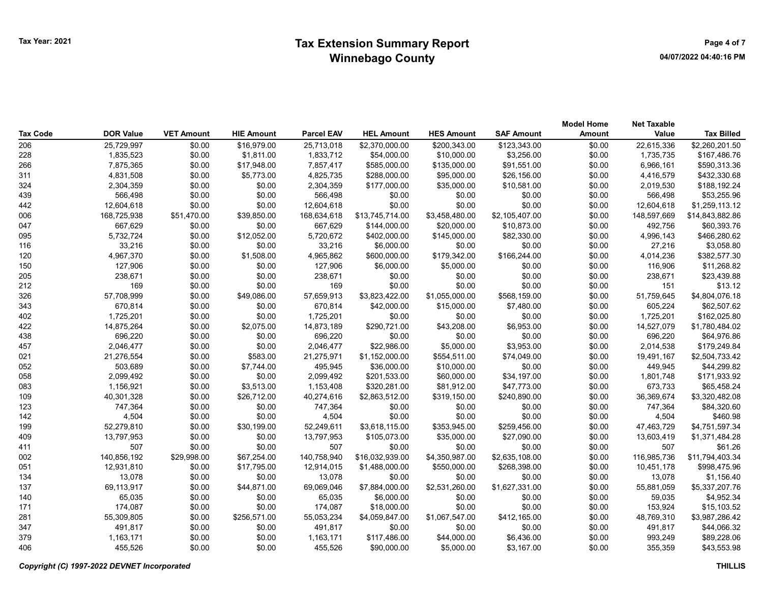# Tax Extension Summary Report
## Winnebago County

Tax Year: 2021

| Tax Code | DOR Value | VET Amount | HIE Amount | Parcel EAV | HEL Amount | HES Amount | SAF Amount | Model Home Amount | Net Taxable Value | Tax Billed |
|---|---|---|---|---|---|---|---|---|---|---|
| 206 | 25,729,997 | $0.00 | $16,979.00 | 25,713,018 | $2,370,000.00 | $200,343.00 | $123,343.00 | $0.00 | 22,615,336 | $2,260,201.50 |
| 228 | 1,835,523 | $0.00 | $1,811.00 | 1,833,712 | $54,000.00 | $10,000.00 | $3,256.00 | $0.00 | 1,735,735 | $167,486.76 |
| 266 | 7,875,365 | $0.00 | $17,948.00 | 7,857,417 | $585,000.00 | $135,000.00 | $91,551.00 | $0.00 | 6,966,161 | $590,313.36 |
| 311 | 4,831,508 | $0.00 | $5,773.00 | 4,825,735 | $288,000.00 | $95,000.00 | $26,156.00 | $0.00 | 4,416,579 | $432,330.68 |
| 324 | 2,304,359 | $0.00 | $0.00 | 2,304,359 | $177,000.00 | $35,000.00 | $10,581.00 | $0.00 | 2,019,530 | $188,192.24 |
| 439 | 566,498 | $0.00 | $0.00 | 566,498 | $0.00 | $0.00 | $0.00 | $0.00 | 566,498 | $53,255.96 |
| 442 | 12,604,618 | $0.00 | $0.00 | 12,604,618 | $0.00 | $0.00 | $0.00 | $0.00 | 12,604,618 | $1,259,113.12 |
| 006 | 168,725,938 | $51,470.00 | $39,850.00 | 168,634,618 | $13,745,714.00 | $3,458,480.00 | $2,105,407.00 | $0.00 | 148,597,669 | $14,843,882.86 |
| 047 | 667,629 | $0.00 | $0.00 | 667,629 | $144,000.00 | $20,000.00 | $10,873.00 | $0.00 | 492,756 | $60,393.76 |
| 095 | 5,732,724 | $0.00 | $12,052.00 | 5,720,672 | $402,000.00 | $145,000.00 | $82,330.00 | $0.00 | 4,996,143 | $466,280.62 |
| 116 | 33,216 | $0.00 | $0.00 | 33,216 | $6,000.00 | $0.00 | $0.00 | $0.00 | 27,216 | $3,058.80 |
| 120 | 4,967,370 | $0.00 | $1,508.00 | 4,965,862 | $600,000.00 | $179,342.00 | $166,244.00 | $0.00 | 4,014,236 | $382,577.30 |
| 150 | 127,906 | $0.00 | $0.00 | 127,906 | $6,000.00 | $5,000.00 | $0.00 | $0.00 | 116,906 | $11,268.82 |
| 205 | 238,671 | $0.00 | $0.00 | 238,671 | $0.00 | $0.00 | $0.00 | $0.00 | 238,671 | $23,439.88 |
| 212 | 169 | $0.00 | $0.00 | 169 | $0.00 | $0.00 | $0.00 | $0.00 | 151 | $13.12 |
| 326 | 57,708,999 | $0.00 | $49,086.00 | 57,659,913 | $3,823,422.00 | $1,055,000.00 | $568,159.00 | $0.00 | 51,759,645 | $4,804,076.18 |
| 343 | 670,814 | $0.00 | $0.00 | 670,814 | $42,000.00 | $15,000.00 | $7,480.00 | $0.00 | 605,224 | $62,507.62 |
| 402 | 1,725,201 | $0.00 | $0.00 | 1,725,201 | $0.00 | $0.00 | $0.00 | $0.00 | 1,725,201 | $162,025.80 |
| 422 | 14,875,264 | $0.00 | $2,075.00 | 14,873,189 | $290,721.00 | $43,208.00 | $6,953.00 | $0.00 | 14,527,079 | $1,780,484.02 |
| 438 | 696,220 | $0.00 | $0.00 | 696,220 | $0.00 | $0.00 | $0.00 | $0.00 | 696,220 | $64,976.86 |
| 457 | 2,046,477 | $0.00 | $0.00 | 2,046,477 | $22,986.00 | $5,000.00 | $3,953.00 | $0.00 | 2,014,538 | $179,249.84 |
| 021 | 21,276,554 | $0.00 | $583.00 | 21,275,971 | $1,152,000.00 | $554,511.00 | $74,049.00 | $0.00 | 19,491,167 | $2,504,733.42 |
| 052 | 503,689 | $0.00 | $7,744.00 | 495,945 | $36,000.00 | $10,000.00 | $0.00 | $0.00 | 449,945 | $44,299.82 |
| 058 | 2,099,492 | $0.00 | $0.00 | 2,099,492 | $201,533.00 | $60,000.00 | $34,197.00 | $0.00 | 1,801,748 | $171,933.92 |
| 083 | 1,156,921 | $0.00 | $3,513.00 | 1,153,408 | $320,281.00 | $81,912.00 | $47,773.00 | $0.00 | 673,733 | $65,458.24 |
| 109 | 40,301,328 | $0.00 | $26,712.00 | 40,274,616 | $2,863,512.00 | $319,150.00 | $240,890.00 | $0.00 | 36,369,674 | $3,320,482.08 |
| 123 | 747,364 | $0.00 | $0.00 | 747,364 | $0.00 | $0.00 | $0.00 | $0.00 | 747,364 | $84,320.60 |
| 142 | 4,504 | $0.00 | $0.00 | 4,504 | $0.00 | $0.00 | $0.00 | $0.00 | 4,504 | $460.98 |
| 199 | 52,279,810 | $0.00 | $30,199.00 | 52,249,611 | $3,618,115.00 | $353,945.00 | $259,456.00 | $0.00 | 47,463,729 | $4,751,597.34 |
| 409 | 13,797,953 | $0.00 | $0.00 | 13,797,953 | $105,073.00 | $35,000.00 | $27,090.00 | $0.00 | 13,603,419 | $1,371,484.28 |
| 411 | 507 | $0.00 | $0.00 | 507 | $0.00 | $0.00 | $0.00 | $0.00 | 507 | $61.26 |
| 002 | 140,856,192 | $29,998.00 | $67,254.00 | 140,758,940 | $16,032,939.00 | $4,350,987.00 | $2,635,108.00 | $0.00 | 116,985,736 | $11,794,403.34 |
| 051 | 12,931,810 | $0.00 | $17,795.00 | 12,914,015 | $1,488,000.00 | $550,000.00 | $268,398.00 | $0.00 | 10,451,178 | $998,475.96 |
| 134 | 13,078 | $0.00 | $0.00 | 13,078 | $0.00 | $0.00 | $0.00 | $0.00 | 13,078 | $1,156.40 |
| 137 | 69,113,917 | $0.00 | $44,871.00 | 69,069,046 | $7,884,000.00 | $2,531,260.00 | $1,627,331.00 | $0.00 | 55,881,059 | $5,337,207.76 |
| 140 | 65,035 | $0.00 | $0.00 | 65,035 | $6,000.00 | $0.00 | $0.00 | $0.00 | 59,035 | $4,952.34 |
| 171 | 174,087 | $0.00 | $0.00 | 174,087 | $18,000.00 | $0.00 | $0.00 | $0.00 | 153,924 | $15,103.52 |
| 281 | 55,309,805 | $0.00 | $256,571.00 | 55,053,234 | $4,059,847.00 | $1,067,547.00 | $412,165.00 | $0.00 | 48,769,310 | $3,987,286.42 |
| 347 | 491,817 | $0.00 | $0.00 | 491,817 | $0.00 | $0.00 | $0.00 | $0.00 | 491,817 | $44,066.32 |
| 379 | 1,163,171 | $0.00 | $0.00 | 1,163,171 | $117,486.00 | $44,000.00 | $6,436.00 | $0.00 | 993,249 | $89,228.06 |
| 406 | 455,526 | $0.00 | $0.00 | 455,526 | $90,000.00 | $5,000.00 | $3,167.00 | $0.00 | 355,359 | $43,553.98 |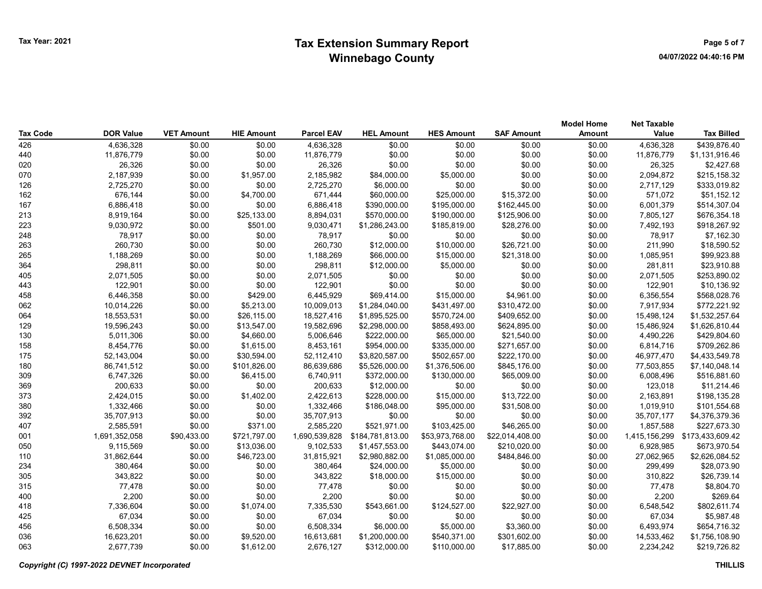Tax Year: 2021

# Tax Extension Summary Report
## Winnebago County

| Tax Code | DOR Value | VET Amount | HIE Amount | Parcel EAV | HEL Amount | HES Amount | SAF Amount | Model Home Amount | Net Taxable Value | Tax Billed |
|---|---|---|---|---|---|---|---|---|---|---|
| 426 | 4,636,328 | $0.00 | $0.00 | 4,636,328 | $0.00 | $0.00 | $0.00 | $0.00 | 4,636,328 | $439,876.40 |
| 440 | 11,876,779 | $0.00 | $0.00 | 11,876,779 | $0.00 | $0.00 | $0.00 | $0.00 | 11,876,779 | $1,131,916.46 |
| 020 | 26,326 | $0.00 | $0.00 | 26,326 | $0.00 | $0.00 | $0.00 | $0.00 | 26,325 | $2,427.68 |
| 070 | 2,187,939 | $0.00 | $1,957.00 | 2,185,982 | $84,000.00 | $5,000.00 | $0.00 | $0.00 | 2,094,872 | $215,158.32 |
| 126 | 2,725,270 | $0.00 | $0.00 | 2,725,270 | $6,000.00 | $0.00 | $0.00 | $0.00 | 2,717,129 | $333,019.82 |
| 162 | 676,144 | $0.00 | $4,700.00 | 671,444 | $60,000.00 | $25,000.00 | $15,372.00 | $0.00 | 571,072 | $51,152.12 |
| 167 | 6,886,418 | $0.00 | $0.00 | 6,886,418 | $390,000.00 | $195,000.00 | $162,445.00 | $0.00 | 6,001,379 | $514,307.04 |
| 213 | 8,919,164 | $0.00 | $25,133.00 | 8,894,031 | $570,000.00 | $190,000.00 | $125,906.00 | $0.00 | 7,805,127 | $676,354.18 |
| 223 | 9,030,972 | $0.00 | $501.00 | 9,030,471 | $1,286,243.00 | $185,819.00 | $28,276.00 | $0.00 | 7,492,193 | $918,267.92 |
| 248 | 78,917 | $0.00 | $0.00 | 78,917 | $0.00 | $0.00 | $0.00 | $0.00 | 78,917 | $7,162.30 |
| 263 | 260,730 | $0.00 | $0.00 | 260,730 | $12,000.00 | $10,000.00 | $26,721.00 | $0.00 | 211,990 | $18,590.52 |
| 265 | 1,188,269 | $0.00 | $0.00 | 1,188,269 | $66,000.00 | $15,000.00 | $21,318.00 | $0.00 | 1,085,951 | $99,923.88 |
| 364 | 298,811 | $0.00 | $0.00 | 298,811 | $12,000.00 | $5,000.00 | $0.00 | $0.00 | 281,811 | $23,910.88 |
| 405 | 2,071,505 | $0.00 | $0.00 | 2,071,505 | $0.00 | $0.00 | $0.00 | $0.00 | 2,071,505 | $253,890.02 |
| 443 | 122,901 | $0.00 | $0.00 | 122,901 | $0.00 | $0.00 | $0.00 | $0.00 | 122,901 | $10,136.92 |
| 458 | 6,446,358 | $0.00 | $429.00 | 6,445,929 | $69,414.00 | $15,000.00 | $4,961.00 | $0.00 | 6,356,554 | $568,028.76 |
| 062 | 10,014,226 | $0.00 | $5,213.00 | 10,009,013 | $1,284,040.00 | $431,497.00 | $310,472.00 | $0.00 | 7,917,934 | $772,221.92 |
| 064 | 18,553,531 | $0.00 | $26,115.00 | 18,527,416 | $1,895,525.00 | $570,724.00 | $409,652.00 | $0.00 | 15,498,124 | $1,532,257.64 |
| 129 | 19,596,243 | $0.00 | $13,547.00 | 19,582,696 | $2,298,000.00 | $858,493.00 | $624,895.00 | $0.00 | 15,486,924 | $1,626,810.44 |
| 130 | 5,011,306 | $0.00 | $4,660.00 | 5,006,646 | $222,000.00 | $65,000.00 | $21,540.00 | $0.00 | 4,490,226 | $429,804.60 |
| 158 | 8,454,776 | $0.00 | $1,615.00 | 8,453,161 | $954,000.00 | $335,000.00 | $271,657.00 | $0.00 | 6,814,716 | $709,262.86 |
| 175 | 52,143,004 | $0.00 | $30,594.00 | 52,112,410 | $3,820,587.00 | $502,657.00 | $222,170.00 | $0.00 | 46,977,470 | $4,433,549.78 |
| 180 | 86,741,512 | $0.00 | $101,826.00 | 86,639,686 | $5,526,000.00 | $1,376,506.00 | $845,176.00 | $0.00 | 77,503,855 | $7,140,048.14 |
| 309 | 6,747,326 | $0.00 | $6,415.00 | 6,740,911 | $372,000.00 | $130,000.00 | $65,009.00 | $0.00 | 6,008,496 | $516,881.60 |
| 369 | 200,633 | $0.00 | $0.00 | 200,633 | $12,000.00 | $0.00 | $0.00 | $0.00 | 123,018 | $11,214.46 |
| 373 | 2,424,015 | $0.00 | $1,402.00 | 2,422,613 | $228,000.00 | $15,000.00 | $13,722.00 | $0.00 | 2,163,891 | $198,135.28 |
| 380 | 1,332,466 | $0.00 | $0.00 | 1,332,466 | $186,048.00 | $95,000.00 | $31,508.00 | $0.00 | 1,019,910 | $101,554.68 |
| 392 | 35,707,913 | $0.00 | $0.00 | 35,707,913 | $0.00 | $0.00 | $0.00 | $0.00 | 35,707,177 | $4,376,379.36 |
| 407 | 2,585,591 | $0.00 | $371.00 | 2,585,220 | $521,971.00 | $103,425.00 | $46,265.00 | $0.00 | 1,857,588 | $227,673.30 |
| 001 | 1,691,352,058 | $90,433.00 | $721,797.00 | 1,690,539,828 | $184,781,813.00 | $53,973,768.00 | $22,014,408.00 | $0.00 | 1,415,156,299 | $173,433,609.42 |
| 050 | 9,115,569 | $0.00 | $13,036.00 | 9,102,533 | $1,457,553.00 | $443,074.00 | $210,020.00 | $0.00 | 6,928,985 | $673,970.54 |
| 110 | 31,862,644 | $0.00 | $46,723.00 | 31,815,921 | $2,980,882.00 | $1,085,000.00 | $484,846.00 | $0.00 | 27,062,965 | $2,626,084.52 |
| 234 | 380,464 | $0.00 | $0.00 | 380,464 | $24,000.00 | $5,000.00 | $0.00 | $0.00 | 299,499 | $28,073.90 |
| 305 | 343,822 | $0.00 | $0.00 | 343,822 | $18,000.00 | $15,000.00 | $0.00 | $0.00 | 310,822 | $26,739.14 |
| 315 | 77,478 | $0.00 | $0.00 | 77,478 | $0.00 | $0.00 | $0.00 | $0.00 | 77,478 | $8,804.70 |
| 400 | 2,200 | $0.00 | $0.00 | 2,200 | $0.00 | $0.00 | $0.00 | $0.00 | 2,200 | $269.64 |
| 418 | 7,336,604 | $0.00 | $1,074.00 | 7,335,530 | $543,661.00 | $124,527.00 | $22,927.00 | $0.00 | 6,548,542 | $802,611.74 |
| 425 | 67,034 | $0.00 | $0.00 | 67,034 | $0.00 | $0.00 | $0.00 | $0.00 | 67,034 | $5,987.48 |
| 456 | 6,508,334 | $0.00 | $0.00 | 6,508,334 | $6,000.00 | $5,000.00 | $3,360.00 | $0.00 | 6,493,974 | $654,716.32 |
| 036 | 16,623,201 | $0.00 | $9,520.00 | 16,613,681 | $1,200,000.00 | $540,371.00 | $301,602.00 | $0.00 | 14,533,462 | $1,756,108.90 |
| 063 | 2,677,739 | $0.00 | $1,612.00 | 2,676,127 | $312,000.00 | $110,000.00 | $17,885.00 | $0.00 | 2,234,242 | $219,726.82 |

*Copyright (C) 1997-2022 DEVNET Incorporated*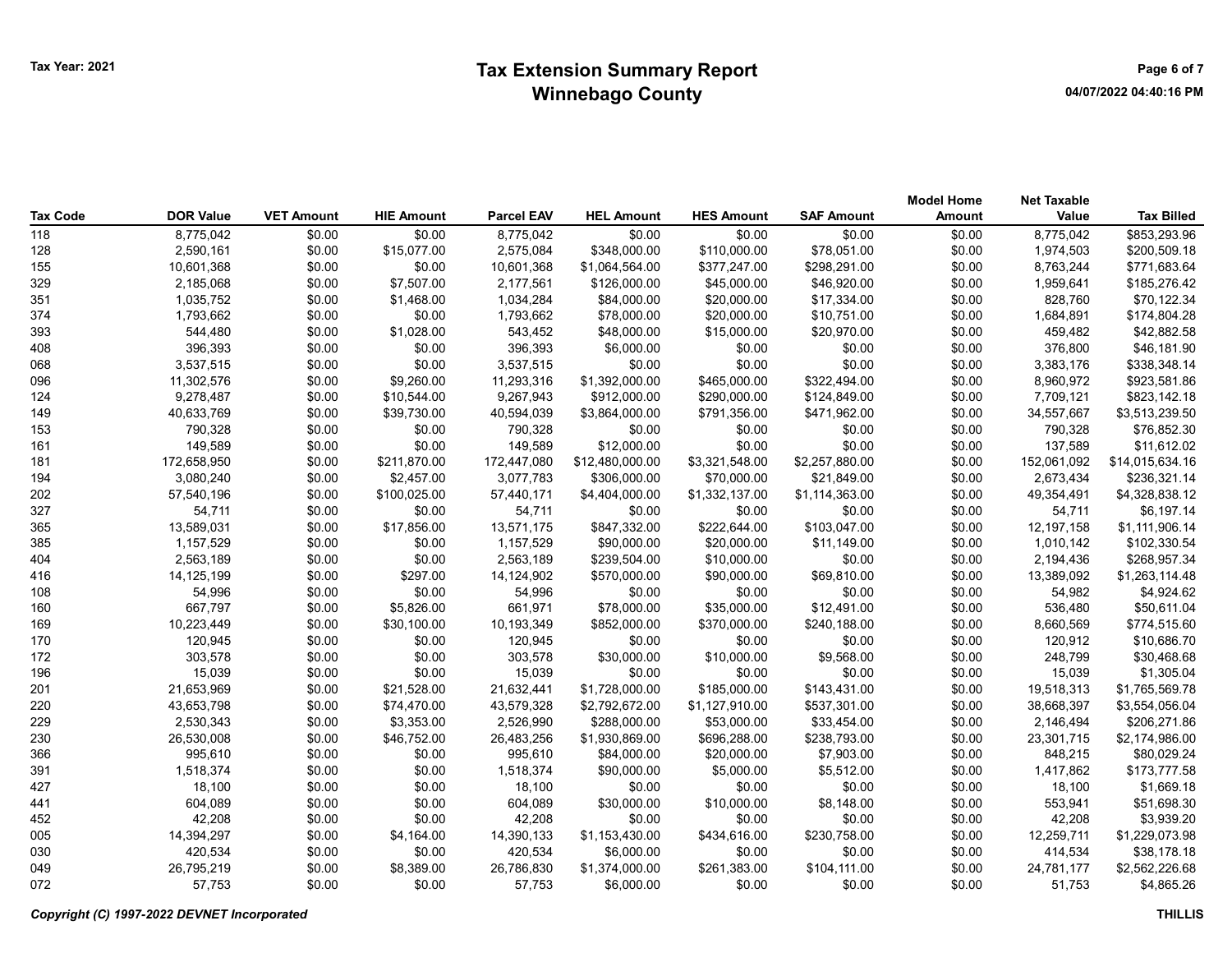# Tax Extension Summary Report
## Winnebago County

Tax Year: 2021

| Tax Code | DOR Value | VET Amount | HIE Amount | Parcel EAV | HEL Amount | HES Amount | SAF Amount | Model Home Amount | Net Taxable Value | Tax Billed |
|---|---|---|---|---|---|---|---|---|---|---|
| 118 | 8,775,042 | $0.00 | $0.00 | 8,775,042 | $0.00 | $0.00 | $0.00 | $0.00 | 8,775,042 | $853,293.96 |
| 128 | 2,590,161 | $0.00 | $15,077.00 | 2,575,084 | $348,000.00 | $110,000.00 | $78,051.00 | $0.00 | 1,974,503 | $200,509.18 |
| 155 | 10,601,368 | $0.00 | $0.00 | 10,601,368 | $1,064,564.00 | $377,247.00 | $298,291.00 | $0.00 | 8,763,244 | $771,683.64 |
| 329 | 2,185,068 | $0.00 | $7,507.00 | 2,177,561 | $126,000.00 | $45,000.00 | $46,920.00 | $0.00 | 1,959,641 | $185,276.42 |
| 351 | 1,035,752 | $0.00 | $1,468.00 | 1,034,284 | $84,000.00 | $20,000.00 | $17,334.00 | $0.00 | 828,760 | $70,122.34 |
| 374 | 1,793,662 | $0.00 | $0.00 | 1,793,662 | $78,000.00 | $20,000.00 | $10,751.00 | $0.00 | 1,684,891 | $174,804.28 |
| 393 | 544,480 | $0.00 | $1,028.00 | 543,452 | $48,000.00 | $15,000.00 | $20,970.00 | $0.00 | 459,482 | $42,882.58 |
| 408 | 396,393 | $0.00 | $0.00 | 396,393 | $6,000.00 | $0.00 | $0.00 | $0.00 | 376,800 | $46,181.90 |
| 068 | 3,537,515 | $0.00 | $0.00 | 3,537,515 | $0.00 | $0.00 | $0.00 | $0.00 | 3,383,176 | $338,348.14 |
| 096 | 11,302,576 | $0.00 | $9,260.00 | 11,293,316 | $1,392,000.00 | $465,000.00 | $322,494.00 | $0.00 | 8,960,972 | $923,581.86 |
| 124 | 9,278,487 | $0.00 | $10,544.00 | 9,267,943 | $912,000.00 | $290,000.00 | $124,849.00 | $0.00 | 7,709,121 | $823,142.18 |
| 149 | 40,633,769 | $0.00 | $39,730.00 | 40,594,039 | $3,864,000.00 | $791,356.00 | $471,962.00 | $0.00 | 34,557,667 | $3,513,239.50 |
| 153 | 790,328 | $0.00 | $0.00 | 790,328 | $0.00 | $0.00 | $0.00 | $0.00 | 790,328 | $76,852.30 |
| 161 | 149,589 | $0.00 | $0.00 | 149,589 | $12,000.00 | $0.00 | $0.00 | $0.00 | 137,589 | $11,612.02 |
| 181 | 172,658,950 | $0.00 | $211,870.00 | 172,447,080 | $12,480,000.00 | $3,321,548.00 | $2,257,880.00 | $0.00 | 152,061,092 | $14,015,634.16 |
| 194 | 3,080,240 | $0.00 | $2,457.00 | 3,077,783 | $306,000.00 | $70,000.00 | $21,849.00 | $0.00 | 2,673,434 | $236,321.14 |
| 202 | 57,540,196 | $0.00 | $100,025.00 | 57,440,171 | $4,404,000.00 | $1,332,137.00 | $1,114,363.00 | $0.00 | 49,354,491 | $4,328,838.12 |
| 327 | 54,711 | $0.00 | $0.00 | 54,711 | $0.00 | $0.00 | $0.00 | $0.00 | 54,711 | $6,197.14 |
| 365 | 13,589,031 | $0.00 | $17,856.00 | 13,571,175 | $847,332.00 | $222,644.00 | $103,047.00 | $0.00 | 12,197,158 | $1,111,906.14 |
| 385 | 1,157,529 | $0.00 | $0.00 | 1,157,529 | $90,000.00 | $20,000.00 | $11,149.00 | $0.00 | 1,010,142 | $102,330.54 |
| 404 | 2,563,189 | $0.00 | $0.00 | 2,563,189 | $239,504.00 | $10,000.00 | $0.00 | $0.00 | 2,194,436 | $268,957.34 |
| 416 | 14,125,199 | $0.00 | $297.00 | 14,124,902 | $570,000.00 | $90,000.00 | $69,810.00 | $0.00 | 13,389,092 | $1,263,114.48 |
| 108 | 54,996 | $0.00 | $0.00 | 54,996 | $0.00 | $0.00 | $0.00 | $0.00 | 54,982 | $4,924.62 |
| 160 | 667,797 | $0.00 | $5,826.00 | 661,971 | $78,000.00 | $35,000.00 | $12,491.00 | $0.00 | 536,480 | $50,611.04 |
| 169 | 10,223,449 | $0.00 | $30,100.00 | 10,193,349 | $852,000.00 | $370,000.00 | $240,188.00 | $0.00 | 8,660,569 | $774,515.60 |
| 170 | 120,945 | $0.00 | $0.00 | 120,945 | $0.00 | $0.00 | $0.00 | $0.00 | 120,912 | $10,686.70 |
| 172 | 303,578 | $0.00 | $0.00 | 303,578 | $30,000.00 | $10,000.00 | $9,568.00 | $0.00 | 248,799 | $30,468.68 |
| 196 | 15,039 | $0.00 | $0.00 | 15,039 | $0.00 | $0.00 | $0.00 | $0.00 | 15,039 | $1,305.04 |
| 201 | 21,653,969 | $0.00 | $21,528.00 | 21,632,441 | $1,728,000.00 | $185,000.00 | $143,431.00 | $0.00 | 19,518,313 | $1,765,569.78 |
| 220 | 43,653,798 | $0.00 | $74,470.00 | 43,579,328 | $2,792,672.00 | $1,127,910.00 | $537,301.00 | $0.00 | 38,668,397 | $3,554,056.04 |
| 229 | 2,530,343 | $0.00 | $3,353.00 | 2,526,990 | $288,000.00 | $53,000.00 | $33,454.00 | $0.00 | 2,146,494 | $206,271.86 |
| 230 | 26,530,008 | $0.00 | $46,752.00 | 26,483,256 | $1,930,869.00 | $696,288.00 | $238,793.00 | $0.00 | 23,301,715 | $2,174,986.00 |
| 366 | 995,610 | $0.00 | $0.00 | 995,610 | $84,000.00 | $20,000.00 | $7,903.00 | $0.00 | 848,215 | $80,029.24 |
| 391 | 1,518,374 | $0.00 | $0.00 | 1,518,374 | $90,000.00 | $5,000.00 | $5,512.00 | $0.00 | 1,417,862 | $173,777.58 |
| 427 | 18,100 | $0.00 | $0.00 | 18,100 | $0.00 | $0.00 | $0.00 | $0.00 | 18,100 | $1,669.18 |
| 441 | 604,089 | $0.00 | $0.00 | 604,089 | $30,000.00 | $10,000.00 | $8,148.00 | $0.00 | 553,941 | $51,698.30 |
| 452 | 42,208 | $0.00 | $0.00 | 42,208 | $0.00 | $0.00 | $0.00 | $0.00 | 42,208 | $3,939.20 |
| 005 | 14,394,297 | $0.00 | $4,164.00 | 14,390,133 | $1,153,430.00 | $434,616.00 | $230,758.00 | $0.00 | 12,259,711 | $1,229,073.98 |
| 030 | 420,534 | $0.00 | $0.00 | 420,534 | $6,000.00 | $0.00 | $0.00 | $0.00 | 414,534 | $38,178.18 |
| 049 | 26,795,219 | $0.00 | $8,389.00 | 26,786,830 | $1,374,000.00 | $261,383.00 | $104,111.00 | $0.00 | 24,781,177 | $2,562,226.68 |
| 072 | 57,753 | $0.00 | $0.00 | 57,753 | $6,000.00 | $0.00 | $0.00 | $0.00 | 51,753 | $4,865.26 |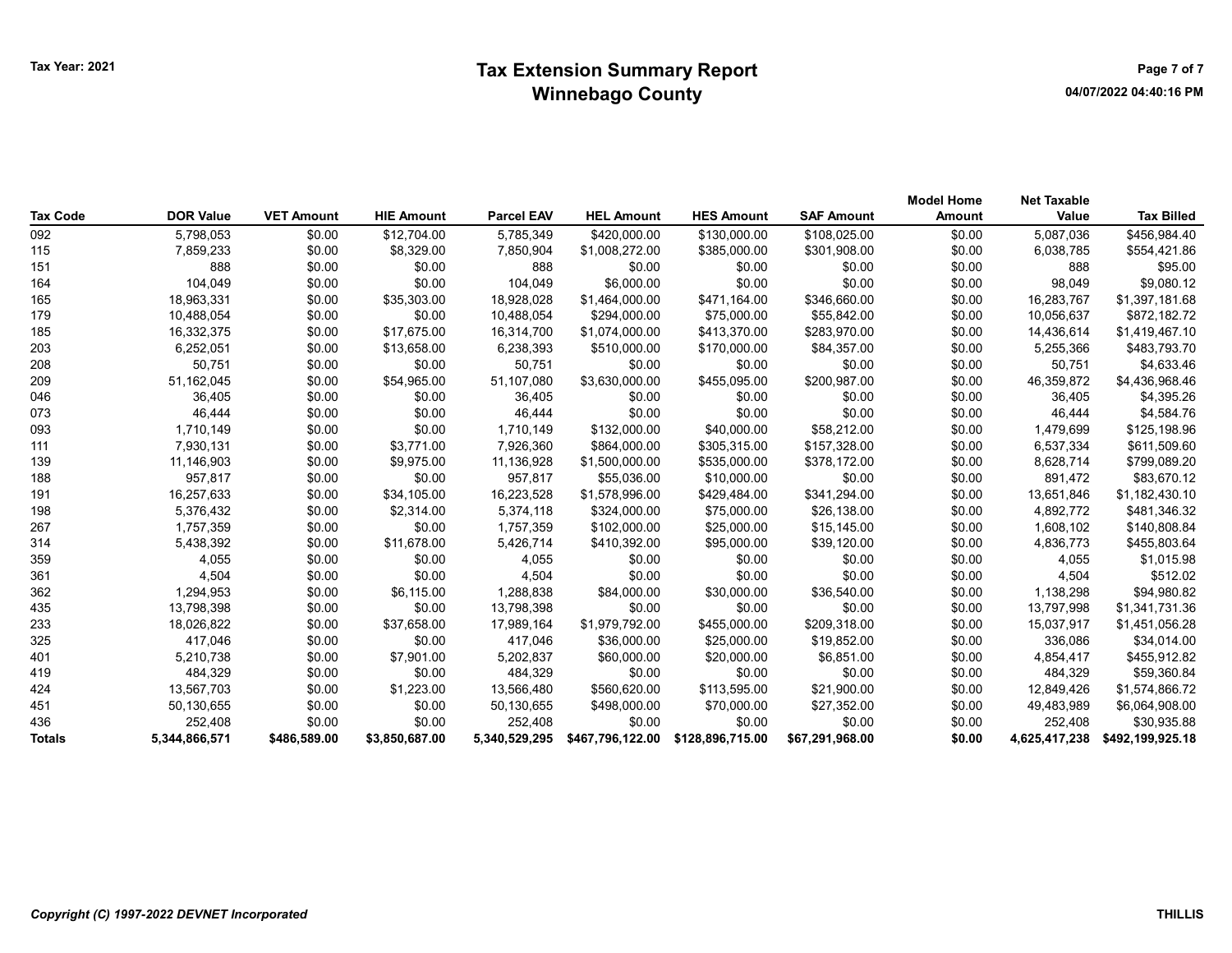Tax Year: 2021

# Tax Extension Summary Report
## Winnebago County

04/07/2022 04:40:16 PM

| Tax Code | DOR Value | VET Amount | HIE Amount | Parcel EAV | HEL Amount | HES Amount | SAF Amount | Model Home Amount | Net Taxable Value | Tax Billed |
|---|---|---|---|---|---|---|---|---|---|---|
| 092 | 5,798,053 | $0.00 | $12,704.00 | 5,785,349 | $420,000.00 | $130,000.00 | $108,025.00 | $0.00 | 5,087,036 | $456,984.40 |
| 115 | 7,859,233 | $0.00 | $8,329.00 | 7,850,904 | $1,008,272.00 | $385,000.00 | $301,908.00 | $0.00 | 6,038,785 | $554,421.86 |
| 151 | 888 | $0.00 | $0.00 | 888 | $0.00 | $0.00 | $0.00 | $0.00 | 888 | $95.00 |
| 164 | 104,049 | $0.00 | $0.00 | 104,049 | $6,000.00 | $0.00 | $0.00 | $0.00 | 98,049 | $9,080.12 |
| 165 | 18,963,331 | $0.00 | $35,303.00 | 18,928,028 | $1,464,000.00 | $471,164.00 | $346,660.00 | $0.00 | 16,283,767 | $1,397,181.68 |
| 179 | 10,488,054 | $0.00 | $0.00 | 10,488,054 | $294,000.00 | $75,000.00 | $55,842.00 | $0.00 | 10,056,637 | $872,182.72 |
| 185 | 16,332,375 | $0.00 | $17,675.00 | 16,314,700 | $1,074,000.00 | $413,370.00 | $283,970.00 | $0.00 | 14,436,614 | $1,419,467.10 |
| 203 | 6,252,051 | $0.00 | $13,658.00 | 6,238,393 | $510,000.00 | $170,000.00 | $84,357.00 | $0.00 | 5,255,366 | $483,793.70 |
| 208 | 50,751 | $0.00 | $0.00 | 50,751 | $0.00 | $0.00 | $0.00 | $0.00 | 50,751 | $4,633.46 |
| 209 | 51,162,045 | $0.00 | $54,965.00 | 51,107,080 | $3,630,000.00 | $455,095.00 | $200,987.00 | $0.00 | 46,359,872 | $4,436,968.46 |
| 046 | 36,405 | $0.00 | $0.00 | 36,405 | $0.00 | $0.00 | $0.00 | $0.00 | 36,405 | $4,395.26 |
| 073 | 46,444 | $0.00 | $0.00 | 46,444 | $0.00 | $0.00 | $0.00 | $0.00 | 46,444 | $4,584.76 |
| 093 | 1,710,149 | $0.00 | $0.00 | 1,710,149 | $132,000.00 | $40,000.00 | $58,212.00 | $0.00 | 1,479,699 | $125,198.96 |
| 111 | 7,930,131 | $0.00 | $3,771.00 | 7,926,360 | $864,000.00 | $305,315.00 | $157,328.00 | $0.00 | 6,537,334 | $611,509.60 |
| 139 | 11,146,903 | $0.00 | $9,975.00 | 11,136,928 | $1,500,000.00 | $535,000.00 | $378,172.00 | $0.00 | 8,628,714 | $799,089.20 |
| 188 | 957,817 | $0.00 | $0.00 | 957,817 | $55,036.00 | $10,000.00 | $0.00 | $0.00 | 891,472 | $83,670.12 |
| 191 | 16,257,633 | $0.00 | $34,105.00 | 16,223,528 | $1,578,996.00 | $429,484.00 | $341,294.00 | $0.00 | 13,651,846 | $1,182,430.10 |
| 198 | 5,376,432 | $0.00 | $2,314.00 | 5,374,118 | $324,000.00 | $75,000.00 | $26,138.00 | $0.00 | 4,892,772 | $481,346.32 |
| 267 | 1,757,359 | $0.00 | $0.00 | 1,757,359 | $102,000.00 | $25,000.00 | $15,145.00 | $0.00 | 1,608,102 | $140,808.84 |
| 314 | 5,438,392 | $0.00 | $11,678.00 | 5,426,714 | $410,392.00 | $95,000.00 | $39,120.00 | $0.00 | 4,836,773 | $455,803.64 |
| 359 | 4,055 | $0.00 | $0.00 | 4,055 | $0.00 | $0.00 | $0.00 | $0.00 | 4,055 | $1,015.98 |
| 361 | 4,504 | $0.00 | $0.00 | 4,504 | $0.00 | $0.00 | $0.00 | $0.00 | 4,504 | $512.02 |
| 362 | 1,294,953 | $0.00 | $6,115.00 | 1,288,838 | $84,000.00 | $30,000.00 | $36,540.00 | $0.00 | 1,138,298 | $94,980.82 |
| 435 | 13,798,398 | $0.00 | $0.00 | 13,798,398 | $0.00 | $0.00 | $0.00 | $0.00 | 13,797,998 | $1,341,731.36 |
| 233 | 18,026,822 | $0.00 | $37,658.00 | 17,989,164 | $1,979,792.00 | $455,000.00 | $209,318.00 | $0.00 | 15,037,917 | $1,451,056.28 |
| 325 | 417,046 | $0.00 | $0.00 | 417,046 | $36,000.00 | $25,000.00 | $19,852.00 | $0.00 | 336,086 | $34,014.00 |
| 401 | 5,210,738 | $0.00 | $7,901.00 | 5,202,837 | $60,000.00 | $20,000.00 | $6,851.00 | $0.00 | 4,854,417 | $455,912.82 |
| 419 | 484,329 | $0.00 | $0.00 | 484,329 | $0.00 | $0.00 | $0.00 | $0.00 | 484,329 | $59,360.84 |
| 424 | 13,567,703 | $0.00 | $1,223.00 | 13,566,480 | $560,620.00 | $113,595.00 | $21,900.00 | $0.00 | 12,849,426 | $1,574,866.72 |
| 451 | 50,130,655 | $0.00 | $0.00 | 50,130,655 | $498,000.00 | $70,000.00 | $27,352.00 | $0.00 | 49,483,989 | $6,064,908.00 |
| 436 | 252,408 | $0.00 | $0.00 | 252,408 | $0.00 | $0.00 | $0.00 | $0.00 | 252,408 | $30,935.88 |
| **Totals** | **5,344,866,571** | **$486,589.00** | **$3,850,687.00** | **5,340,529,295** | **$467,796,122.00** | **$128,896,715.00** | **$67,291,968.00** | **$0.00** | **4,625,417,238** | **$492,199,925.18** |

*Copyright (C) 1997-2022 DEVNET Incorporated*

THILLIS